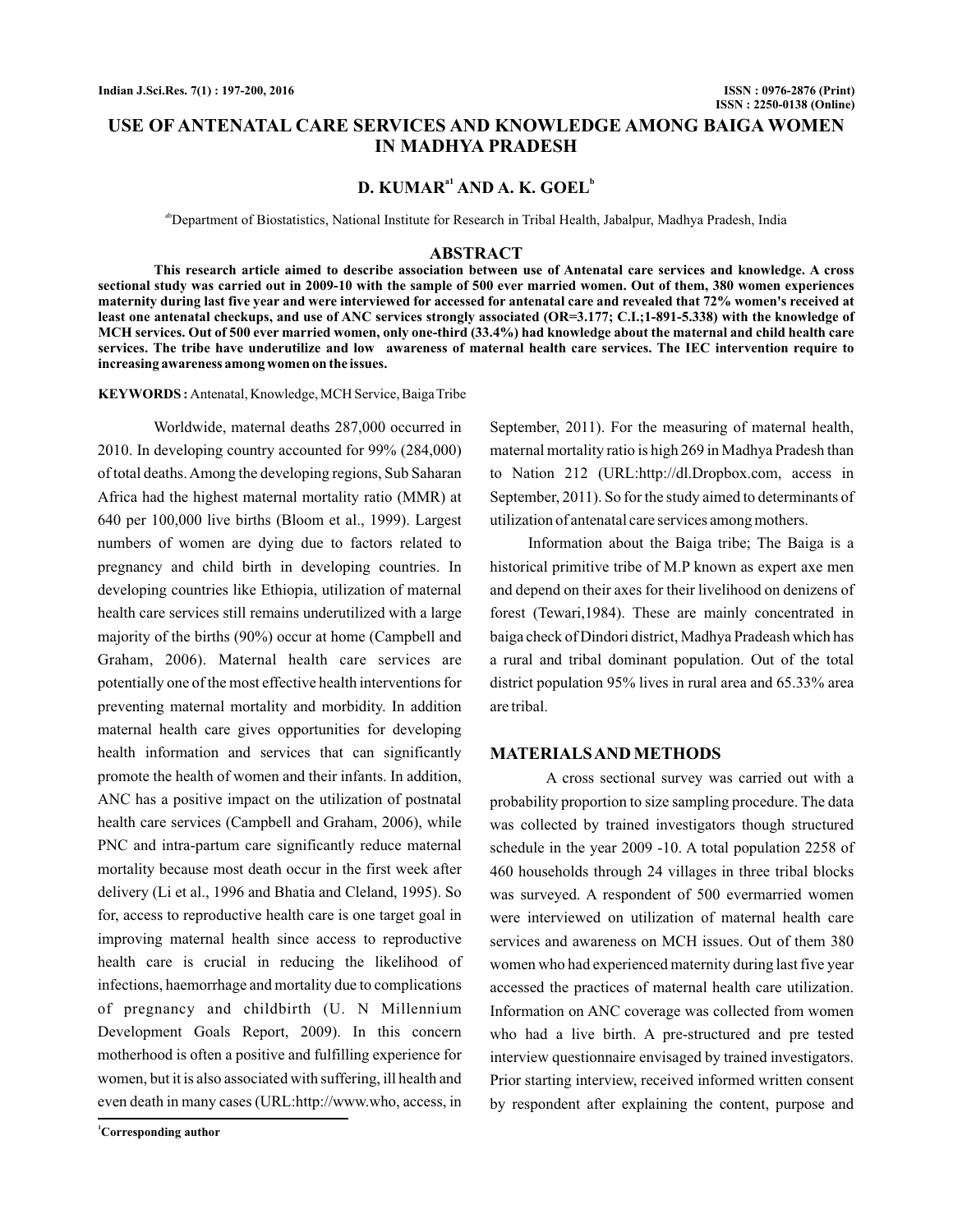# USE OF ANTENATAL CARE SERVICES AND KNOWLEDGE AMONG BAIGA WOMEN IN MADHYA PRADESH

**D. KUMAR[a1] AND A. K. GOEL[b]**

[ab]Department of Biostatistics, National Institute for Research in Tribal Health, Jabalpur, Madhya Pradesh, India

## ABSTRACT

**This research article aimed to describe association between use of Antenatal care services and knowledge. A cross sectional study was carried out in 2009-10 with the sample of 500 ever married women. Out of them, 380 women experiences maternity during last five year and were interviewed for accessed for antenatal care and revealed that 72% women's received at least one antenatal checkups, and use of ANC services strongly associated (OR=3.177; C.I.;1-891-5.338) with the knowledge of MCH services. Out of 500 ever married women, only one-third (33.4%) had knowledge about the maternal and child health care services. The tribe have underutilize and low awareness of maternal health care services. The IEC intervention require to increasing awareness among women on the issues.**

**KEYWORDS :** Antenatal, Knowledge, MCH Service, Baiga Tribe

Worldwide, maternal deaths 287,000 occurred in 2010. In developing country accounted for 99% (284,000) of total deaths. Among the developing regions, Sub Saharan Africa had the highest maternal mortality ratio (MMR) at 640 per 100,000 live births (Bloom et al., 1999). Largest numbers of women are dying due to factors related to pregnancy and child birth in developing countries. In developing countries like Ethiopia, utilization of maternal health care services still remains underutilized with a large majority of the births (90%) occur at home (Campbell and Graham, 2006). Maternal health care services are potentially one of the most effective health interventions for preventing maternal mortality and morbidity. In addition maternal health care gives opportunities for developing health information and services that can significantly promote the health of women and their infants. In addition, ANC has a positive impact on the utilization of postnatal health care services (Campbell and Graham, 2006), while PNC and intra-partum care significantly reduce maternal mortality because most death occur in the first week after delivery (Li et al., 1996 and Bhatia and Cleland, 1995). So for, access to reproductive health care is one target goal in improving maternal health since access to reproductive health care is crucial in reducing the likelihood of infections, haemorrhage and mortality due to complications of pregnancy and childbirth (U. N Millennium Development Goals Report, 2009). In this concern motherhood is often a positive and fulfilling experience for women, but it is also associated with suffering, ill health and even death in many cases (URL:http://www.who, access, in September, 2011). For the measuring of maternal health, maternal mortality ratio is high 269 in Madhya Pradesh than to Nation 212 (URL:http://dl.Dropbox.com, access in September, 2011). So for the study aimed to determinants of utilization of antenatal care services among mothers.

Information about the Baiga tribe; The Baiga is a historical primitive tribe of M.P known as expert axe men and depend on their axes for their livelihood on denizens of forest (Tewari,1984). These are mainly concentrated in baiga check of Dindori district, Madhya Pradeash which has a rural and tribal dominant population. Out of the total district population 95% lives in rural area and 65.33% area are tribal.

## MATERIALS AND METHODS

A cross sectional survey was carried out with a probability proportion to size sampling procedure. The data was collected by trained investigators though structured schedule in the year 2009 -10. A total population 2258 of 460 households through 24 villages in three tribal blocks was surveyed. A respondent of 500 evermarried women were interviewed on utilization of maternal health care services and awareness on MCH issues. Out of them 380 women who had experienced maternity during last five year accessed the practices of maternal health care utilization. Information on ANC coverage was collected from women who had a live birth. A pre-structured and pre tested interview questionnaire envisaged by trained investigators. Prior starting interview, received informed written consent by respondent after explaining the content, purpose and

[1]Corresponding author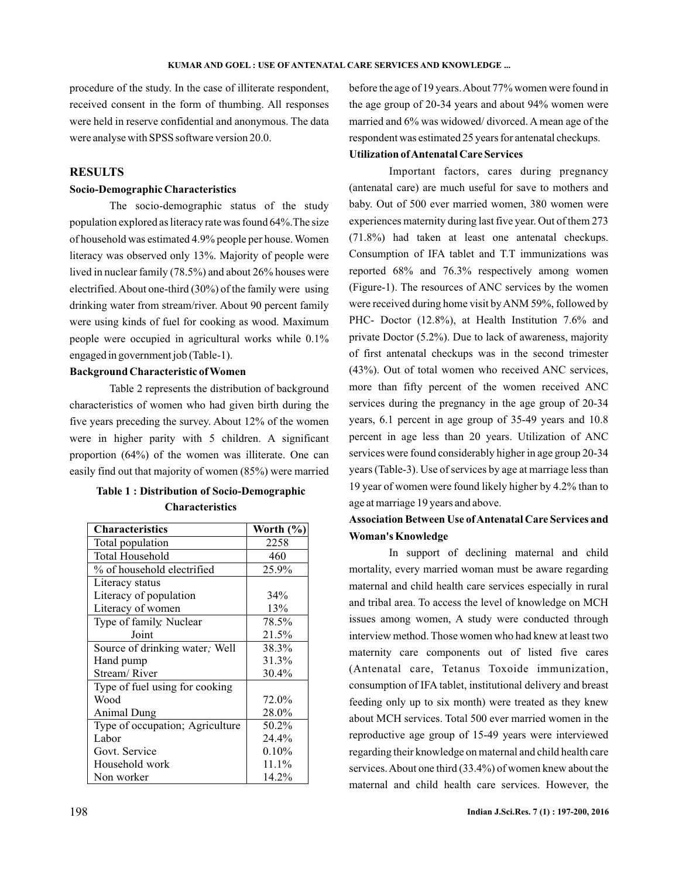procedure of the study. In the case of illiterate respondent, received consent in the form of thumbing. All responses were held in reserve confidential and anonymous. The data were analyse with SPSS software version 20.0.

## RESULTS

### Socio-Demographic Characteristics

The socio-demographic status of the study population explored as literacy rate was found 64%.The size of household was estimated 4.9% people per house. Women literacy was observed only 13%. Majority of people were lived in nuclear family (78.5%) and about 26% houses were electrified. About one-third (30%) of the family were using drinking water from stream/river. About 90 percent family were using kinds of fuel for cooking as wood. Maximum people were occupied in agricultural works while 0.1% engaged in government job (Table-1).

### Background Characteristic of Women

Table 2 represents the distribution of background characteristics of women who had given birth during the five years preceding the survey. About 12% of the women were in higher parity with 5 children. A significant proportion (64%) of the women was illiterate. One can easily find out that majority of women (85%) were married before the age of 19 years. About 77% women were found in the age group of 20-34 years and about 94% women were married and 6% was widowed/ divorced. A mean age of the respondent was estimated 25 years for antenatal checkups.

**Table 1 : Distribution of Socio-Demographic Characteristics**

| Characteristics | Worth (%) |
|---|---|
| Total population | 2258 |
| Total Household | 460 |
| % of household electrified | 25.9% |
| Literacy status | |
| Literacy of population | 34% |
| Literacy of women | 13% |
| Type of family; Nuclear | 78.5% |
| Joint | 21.5% |
| Source of drinking water; Well | 38.3% |
| Hand pump | 31.3% |
| Stream/ River | 30.4% |
| Type of fuel using for cooking | |
| Wood | 72.0% |
| Animal Dung | 28.0% |
| Type of occupation; Agriculture | 50.2% |
| Labor | 24.4% |
| Govt. Service | 0.10% |
| Household work | 11.1% |
| Non worker | 14.2% |

### Utilization of Antenatal Care Services

Important factors, cares during pregnancy (antenatal care) are much useful for save to mothers and baby. Out of 500 ever married women, 380 women were experiences maternity during last five year. Out of them 273 (71.8%) had taken at least one antenatal checkups. Consumption of IFA tablet and T.T immunizations was reported 68% and 76.3% respectively among women (Figure-1). The resources of ANC services by the women were received during home visit by ANM 59%, followed by PHC- Doctor (12.8%), at Health Institution 7.6% and private Doctor (5.2%). Due to lack of awareness, majority of first antenatal checkups was in the second trimester (43%). Out of total women who received ANC services, more than fifty percent of the women received ANC services during the pregnancy in the age group of 20-34 years, 6.1 percent in age group of 35-49 years and 10.8 percent in age less than 20 years. Utilization of ANC services were found considerably higher in age group 20-34 years (Table-3). Use of services by age at marriage less than 19 year of women were found likely higher by 4.2% than to age at marriage 19 years and above.

### Association Between Use of Antenatal Care Services and Woman's Knowledge

In support of declining maternal and child mortality, every married woman must be aware regarding maternal and child health care services especially in rural and tribal area. To access the level of knowledge on MCH issues among women, A study were conducted through interview method. Those women who had knew at least two maternity care components out of listed five cares (Antenatal care, Tetanus Toxoide immunization, consumption of IFA tablet, institutional delivery and breast feeding only up to six month) were treated as they knew about MCH services. Total 500 ever married women in the reproductive age group of 15-49 years were interviewed regarding their knowledge on maternal and child health care services. About one third (33.4%) of women knew about the maternal and child health care services. However, the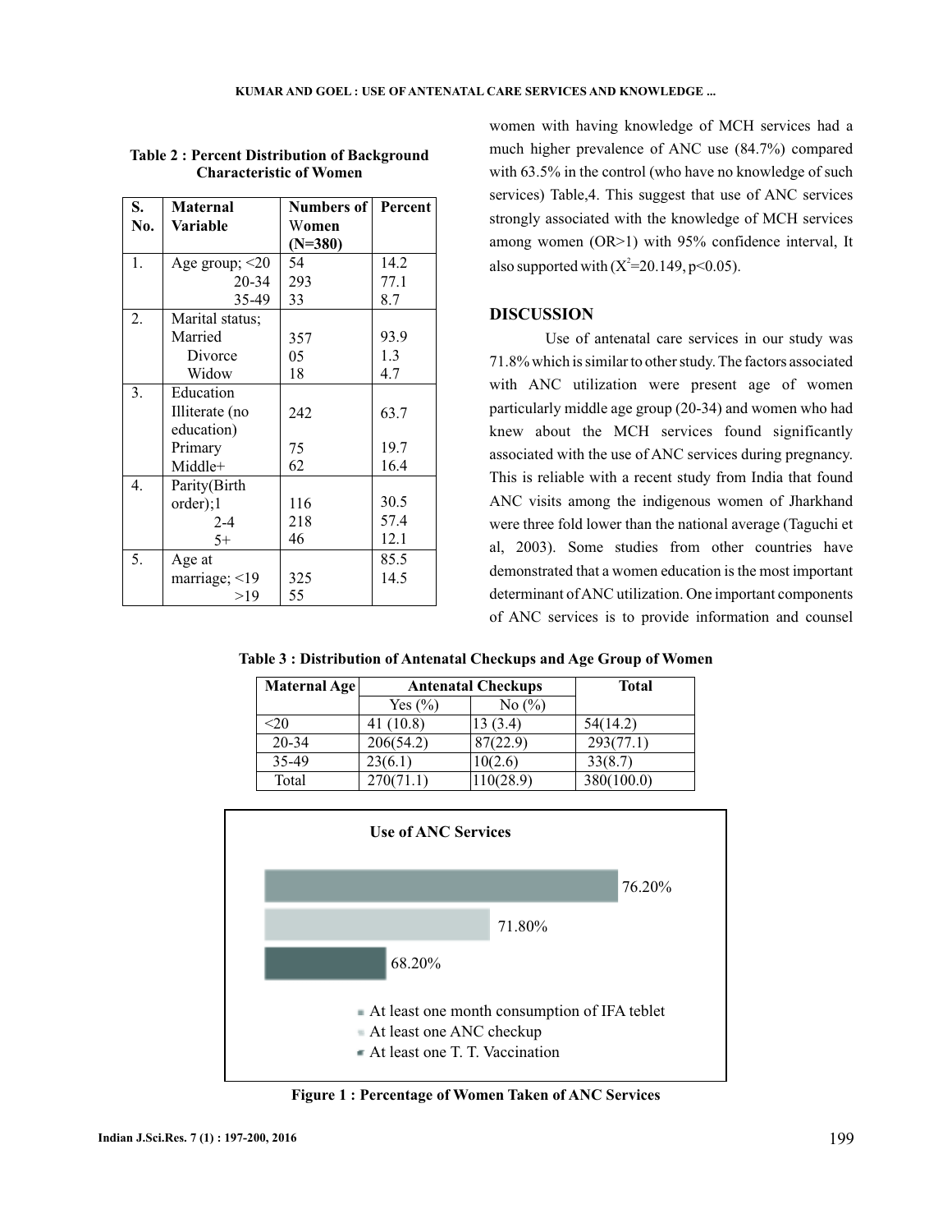**Table 2 : Percent Distribution of Background Characteristic of Women**

| S. No. | Maternal Variable | Numbers of Women (N=380) | Percent |
|---|---|---|---|
| 1. | Age group; <20 | 54 | 14.2 |
| | 20-34 | 293 | 77.1 |
| | 35-49 | 33 | 8.7 |
| 2. | Marital status; | | |
| | Married | 357 | 93.9 |
| | Divorce | 05 | 1.3 |
| | Widow | 18 | 4.7 |
| 3. | Education | | |
| | Illiterate (no education) | 242 | 63.7 |
| | Primary | 75 | 19.7 |
| | Middle+ | 62 | 16.4 |
| 4. | Parity(Birth order);1 | 116 | 30.5 |
| | 2-4 | 218 | 57.4 |
| | 5+ | 46 | 12.1 |
| 5. | Age at | | 85.5 |
| | marriage; <19 | 325 | 14.5 |
| | >19 | 55 | |

women with having knowledge of MCH services had a much higher prevalence of ANC use (84.7%) compared with 63.5% in the control (who have no knowledge of such services) Table,4. This suggest that use of ANC services strongly associated with the knowledge of MCH services among women (OR>1) with 95% confidence interval, It also supported with ($X^2$=20.149, $p<0.05$).

## DISCUSSION

Use of antenatal care services in our study was 71.8% which is similar to other study. The factors associated with ANC utilization were present age of women particularly middle age group (20-34) and women who had knew about the MCH services found significantly associated with the use of ANC services during pregnancy. This is reliable with a recent study from India that found ANC visits among the indigenous women of Jharkhand were three fold lower than the national average (Taguchi et al, 2003). Some studies from other countries have demonstrated that a women education is the most important determinant of ANC utilization. One important components of ANC services is to provide information and counsel

**Table 3 : Distribution of Antenatal Checkups and Age Group of Women**

| Maternal Age | Antenatal Checkups | | Total |
|---|---|---|---|
| | Yes (%) | No (%) | |
| <20 | 41 (10.8) | 13 (3.4) | 54(14.2) |
| 20-34 | 206(54.2) | 87(22.9) | 293(77.1) |
| 35-49 | 23(6.1) | 10(2.6) | 33(8.7) |
| Total | 270(71.1) | 110(28.9) | 380(100.0) |

**Use of ANC Services**

| Service | Percentage |
|---|---|
| At least one month consumption of IFA teblet | 76.20% |
| At least one ANC checkup | 71.80% |
| At least one T. T. Vaccination | 68.20% |

**Figure 1 : Percentage of Women Taken of ANC Services**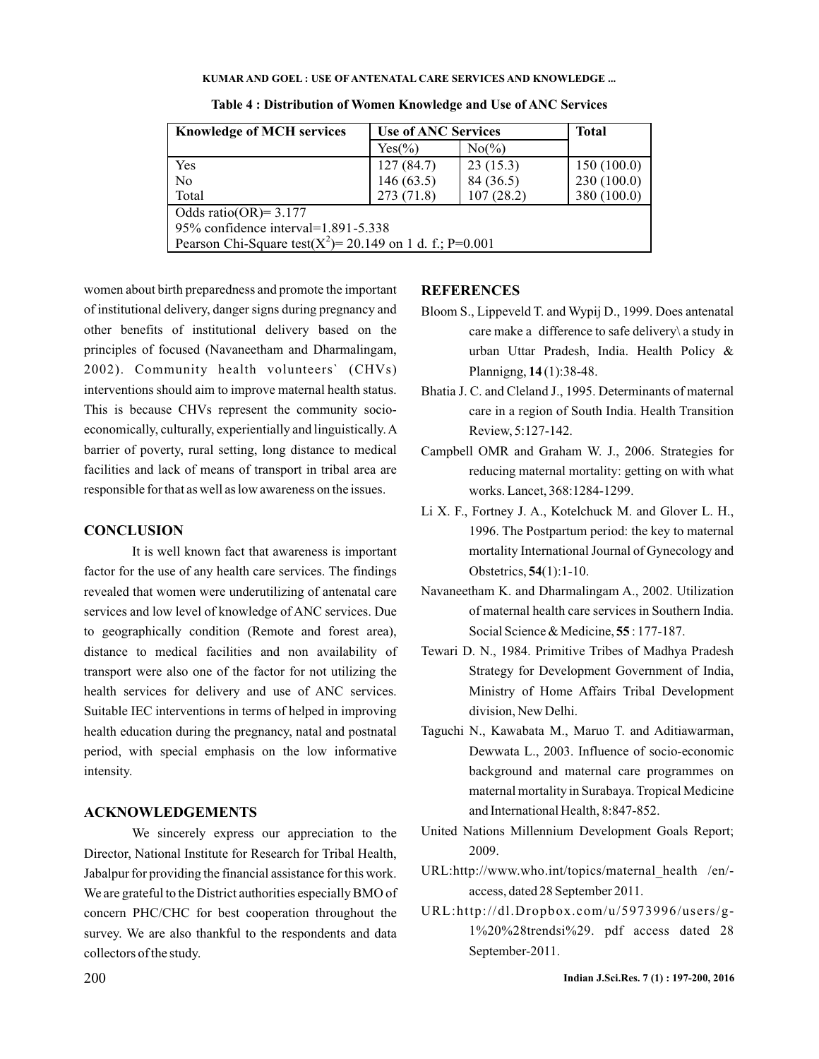**Table 4 : Distribution of Women Knowledge and Use of ANC Services**

| Knowledge of MCH services | Use of ANC Services | | Total |
|---|---|---|---|
| | Yes(%) | No(%) | |
| Yes | 127 (84.7) | 23 (15.3) | 150 (100.0) |
| No | 146 (63.5) | 84 (36.5) | 230 (100.0) |
| Total | 273 (71.8) | 107 (28.2) | 380 (100.0) |
| Odds ratio(OR)= 3.177 | | | |
| 95% confidence interval=1.891-5.338 | | | |
| Pearson Chi-Square test($X^2$)= 20.149 on 1 d. f.; P=0.001 | | | |

women about birth preparedness and promote the important of institutional delivery, danger signs during pregnancy and other benefits of institutional delivery based on the principles of focused (Navaneetham and Dharmalingam, 2002). Community health volunteers` (CHVs) interventions should aim to improve maternal health status. This is because CHVs represent the community socio-economically, culturally, experientially and linguistically. A barrier of poverty, rural setting, long distance to medical facilities and lack of means of transport in tribal area are responsible for that as well as low awareness on the issues.

## CONCLUSION

It is well known fact that awareness is important factor for the use of any health care services. The findings revealed that women were underutilizing of antenatal care services and low level of knowledge of ANC services. Due to geographically condition (Remote and forest area), distance to medical facilities and non availability of transport were also one of the factor for not utilizing the health services for delivery and use of ANC services. Suitable IEC interventions in terms of helped in improving health education during the pregnancy, natal and postnatal period, with special emphasis on the low informative intensity.

## ACKNOWLEDGEMENTS

We sincerely express our appreciation to the Director, National Institute for Research for Tribal Health, Jabalpur for providing the financial assistance for this work. We are grateful to the District authorities especially BMO of concern PHC/CHC for best cooperation throughout the survey. We are also thankful to the respondents and data collectors of the study.

## REFERENCES

Bloom S., Lippeveld T. and Wypij D., 1999. Does antenatal care make a difference to safe delivery\ a study in urban Uttar Pradesh, India. Health Policy & Plannigng, **14** (1):38-48.

Bhatia J. C. and Cleland J., 1995. Determinants of maternal care in a region of South India. Health Transition Review, 5:127-142.

Campbell OMR and Graham W. J., 2006. Strategies for reducing maternal mortality: getting on with what works. Lancet, 368:1284-1299.

Li X. F., Fortney J. A., Kotelchuck M. and Glover L. H., 1996. The Postpartum period: the key to maternal mortality International Journal of Gynecology and Obstetrics, **54**(1):1-10.

Navaneetham K. and Dharmalingam A., 2002. Utilization of maternal health care services in Southern India. Social Science & Medicine, **55** : 177-187.

Tewari D. N., 1984. Primitive Tribes of Madhya Pradesh Strategy for Development Government of India, Ministry of Home Affairs Tribal Development division, New Delhi.

Taguchi N., Kawabata M., Maruo T. and Aditiawarman, Dewwata L., 2003. Influence of socio-economic background and maternal care programmes on maternal mortality in Surabaya. Tropical Medicine and International Health, 8:847-852.

United Nations Millennium Development Goals Report; 2009.

URL:http://www.who.int/topics/maternal_health /en/- access, dated 28 September 2011.

URL:http://dl.Dropbox.com/u/5973996/users/g-1%20%28trendsi%29. pdf access dated 28 September-2011.